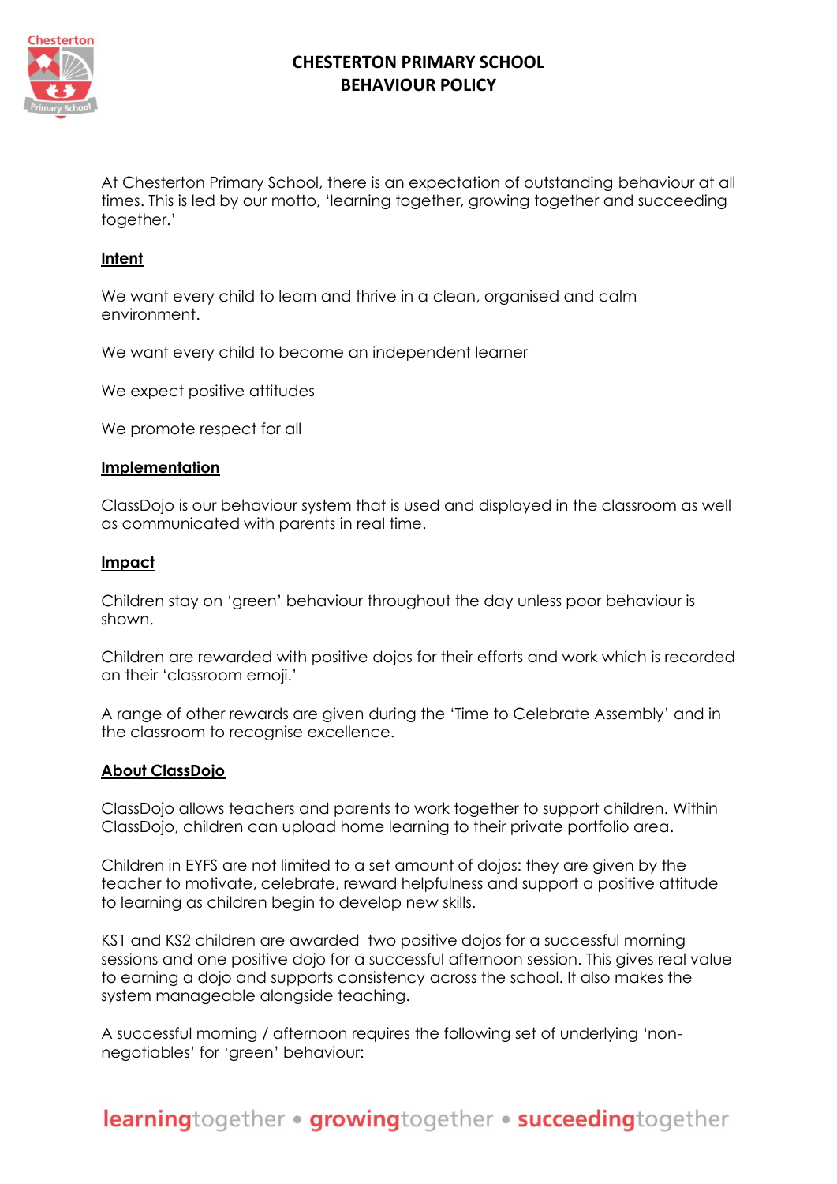# CHESTERTON PRIMARY SCHOOL
# BEHAVIOUR POLICY

At Chesterton Primary School, there is an expectation of outstanding behaviour at all times. This is led by our motto, 'learning together, growing together and succeeding together.'

## Intent

We want every child to learn and thrive in a clean, organised and calm environment.

We want every child to become an independent learner

We expect positive attitudes

We promote respect for all

## Implementation

ClassDojo is our behaviour system that is used and displayed in the classroom as well as communicated with parents in real time.

## Impact

Children stay on 'green' behaviour throughout the day unless poor behaviour is shown.

Children are rewarded with positive dojos for their efforts and work which is recorded on their 'classroom emoji.'

A range of other rewards are given during the 'Time to Celebrate Assembly' and in the classroom to recognise excellence.

## About ClassDojo

ClassDojo allows teachers and parents to work together to support children. Within ClassDojo, children can upload home learning to their private portfolio area.

Children in EYFS are not limited to a set amount of dojos: they are given by the teacher to motivate, celebrate, reward helpfulness and support a positive attitude to learning as children begin to develop new skills.

KS1 and KS2 children are awarded two positive dojos for a successful morning sessions and one positive dojo for a successful afternoon session. This gives real value to earning a dojo and supports consistency across the school. It also makes the system manageable alongside teaching.

A successful morning / afternoon requires the following set of underlying 'non-negotiables' for 'green' behaviour: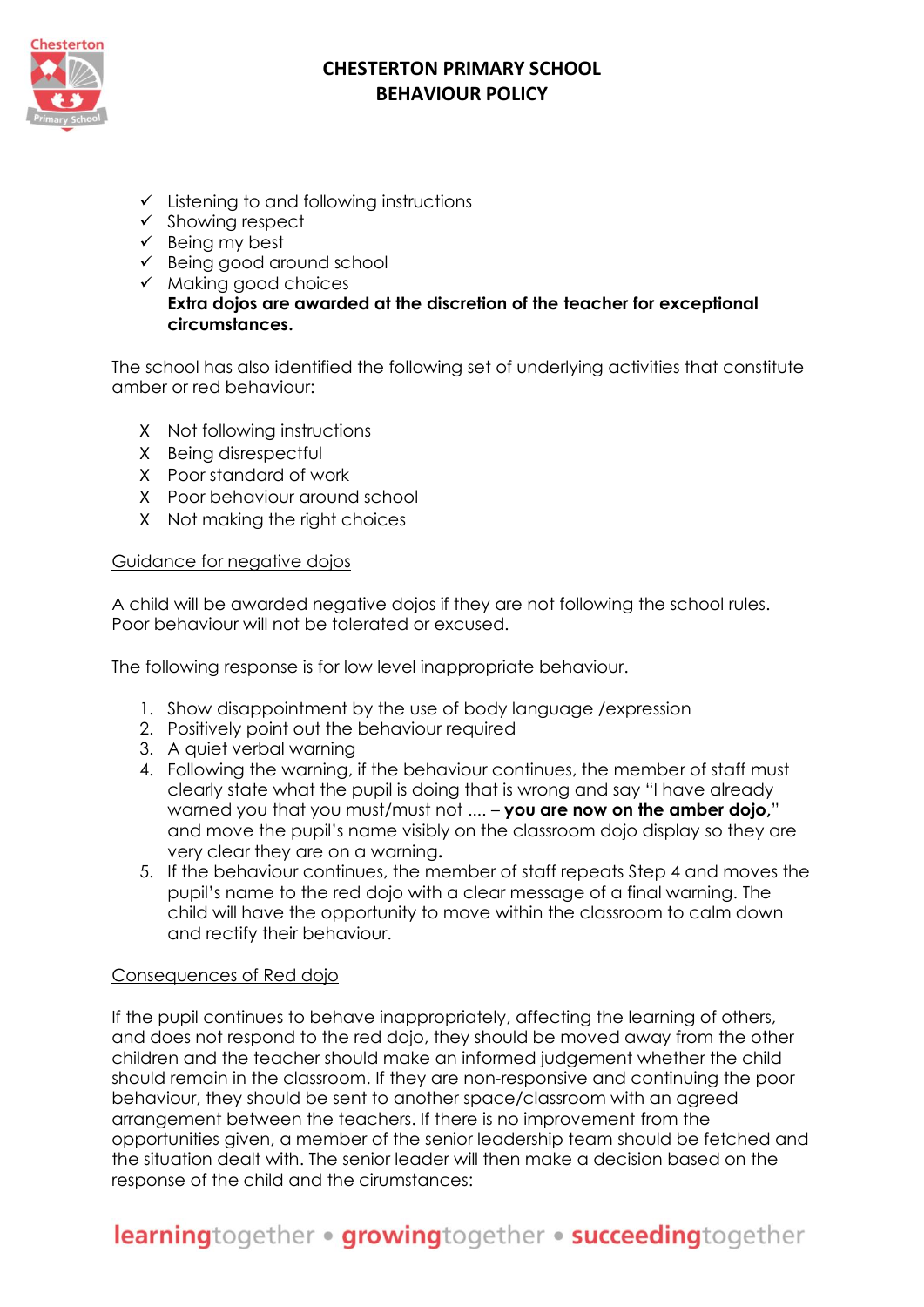- ✓ Listening to and following instructions
- ✓ Showing respect
- ✓ Being my best
- ✓ Being good around school
- ✓ Making good choices

  **Extra dojos are awarded at the discretion of the teacher for exceptional circumstances.**

The school has also identified the following set of underlying activities that constitute amber or red behaviour:

- X Not following instructions
- X Being disrespectful
- X Poor standard of work
- X Poor behaviour around school
- X Not making the right choices

<u>Guidance for negative dojos</u>

A child will be awarded negative dojos if they are not following the school rules. Poor behaviour will not be tolerated or excused.

The following response is for low level inappropriate behaviour.

1. Show disappointment by the use of body language /expression
2. Positively point out the behaviour required
3. A quiet verbal warning
4. Following the warning, if the behaviour continues, the member of staff must clearly state what the pupil is doing that is wrong and say "I have already warned you that you must/must not .... – **you are now on the amber dojo,**" and move the pupil's name visibly on the classroom dojo display so they are very clear they are on a warning**.**
5. If the behaviour continues, the member of staff repeats Step 4 and moves the pupil's name to the red dojo with a clear message of a final warning. The child will have the opportunity to move within the classroom to calm down and rectify their behaviour.

<u>Consequences of Red dojo</u>

If the pupil continues to behave inappropriately, affecting the learning of others, and does not respond to the red dojo, they should be moved away from the other children and the teacher should make an informed judgement whether the child should remain in the classroom. If they are non-responsive and continuing the poor behaviour, they should be sent to another space/classroom with an agreed arrangement between the teachers. If there is no improvement from the opportunities given, a member of the senior leadership team should be fetched and the situation dealt with. The senior leader will then make a decision based on the response of the child and the cirumstances: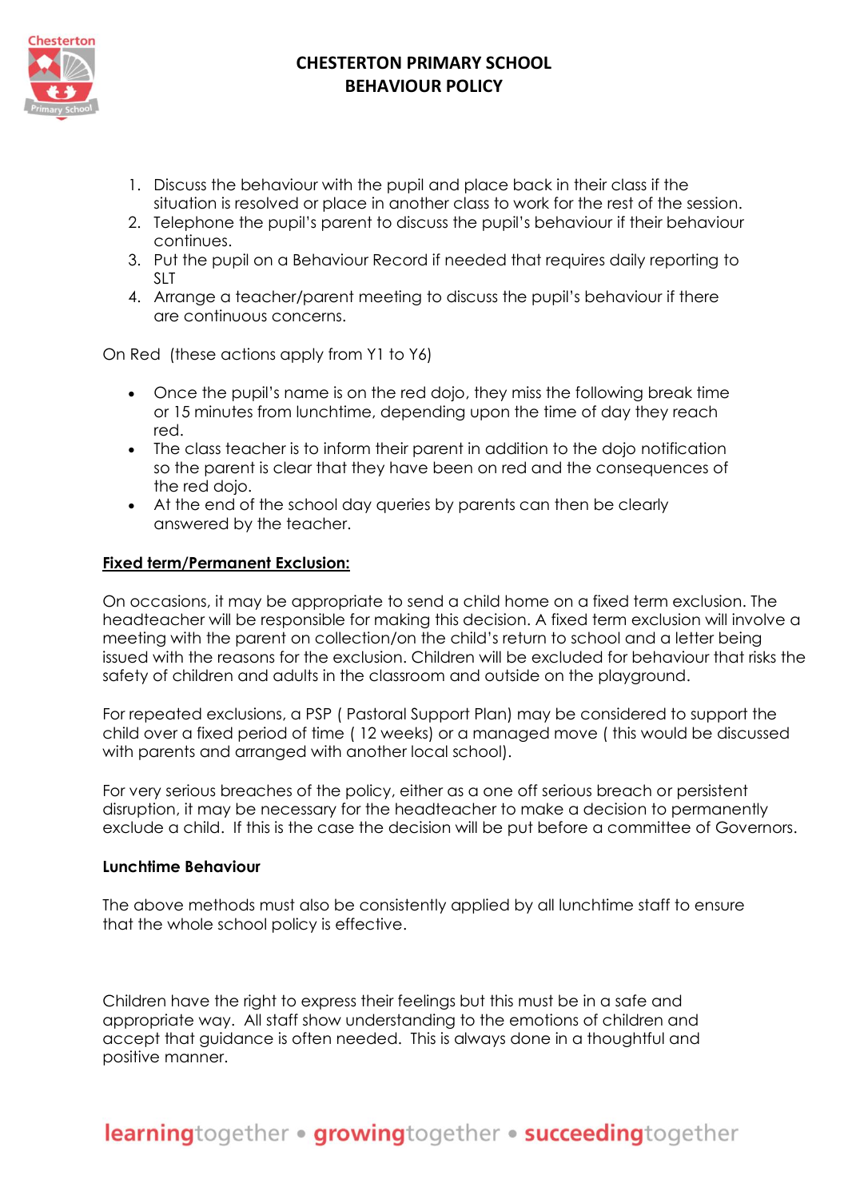1. Discuss the behaviour with the pupil and place back in their class if the situation is resolved or place in another class to work for the rest of the session.
2. Telephone the pupil's parent to discuss the pupil's behaviour if their behaviour continues.
3. Put the pupil on a Behaviour Record if needed that requires daily reporting to SLT
4. Arrange a teacher/parent meeting to discuss the pupil's behaviour if there are continuous concerns.

On Red (these actions apply from Y1 to Y6)

- Once the pupil's name is on the red dojo, they miss the following break time or 15 minutes from lunchtime, depending upon the time of day they reach red.
- The class teacher is to inform their parent in addition to the dojo notification so the parent is clear that they have been on red and the consequences of the red dojo.
- At the end of the school day queries by parents can then be clearly answered by the teacher.

**Fixed term/Permanent Exclusion:**

On occasions, it may be appropriate to send a child home on a fixed term exclusion. The headteacher will be responsible for making this decision. A fixed term exclusion will involve a meeting with the parent on collection/on the child's return to school and a letter being issued with the reasons for the exclusion. Children will be excluded for behaviour that risks the safety of children and adults in the classroom and outside on the playground.

For repeated exclusions, a PSP ( Pastoral Support Plan) may be considered to support the child over a fixed period of time ( 12 weeks) or a managed move ( this would be discussed with parents and arranged with another local school).

For very serious breaches of the policy, either as a one off serious breach or persistent disruption, it may be necessary for the headteacher to make a decision to permanently exclude a child. If this is the case the decision will be put before a committee of Governors.

**Lunchtime Behaviour**

The above methods must also be consistently applied by all lunchtime staff to ensure that the whole school policy is effective.

Children have the right to express their feelings but this must be in a safe and appropriate way. All staff show understanding to the emotions of children and accept that guidance is often needed. This is always done in a thoughtful and positive manner.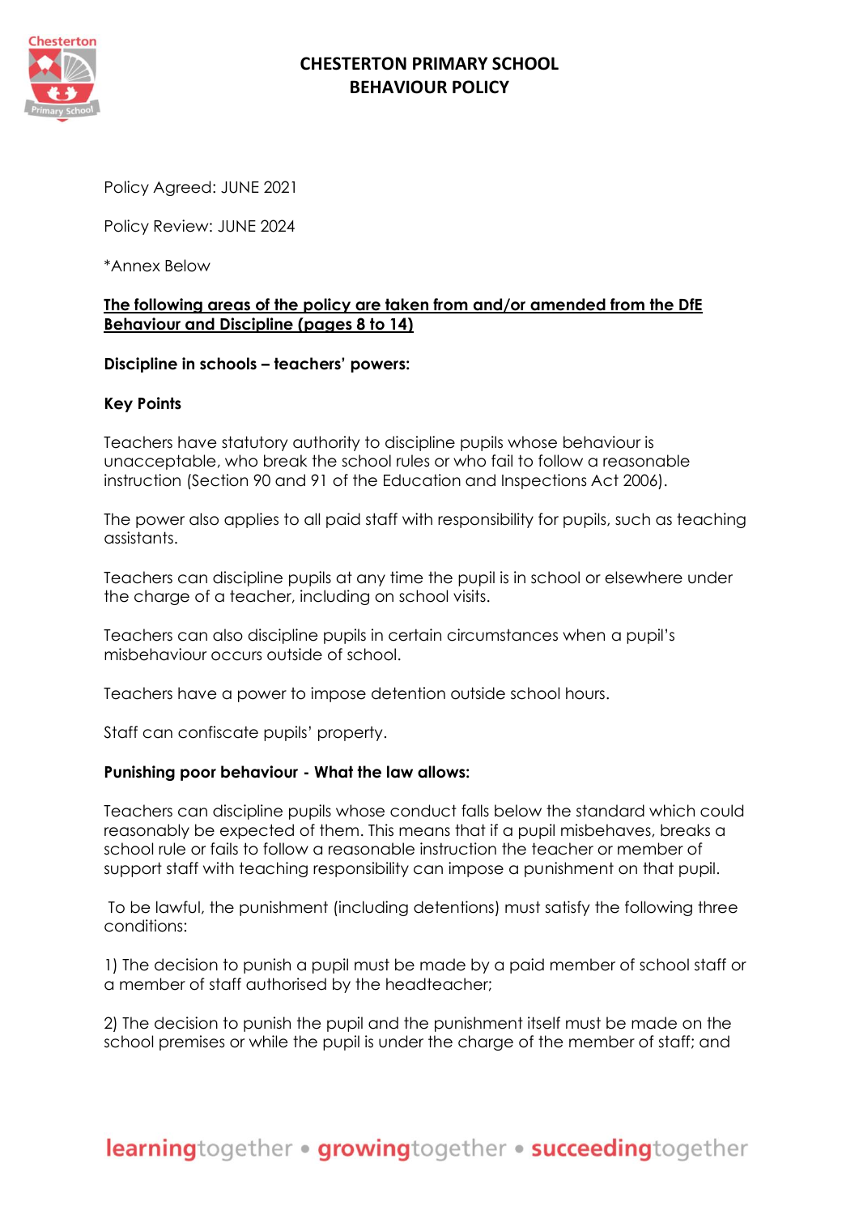# CHESTERTON PRIMARY SCHOOL
# BEHAVIOUR POLICY

Policy Agreed: JUNE 2021

Policy Review: JUNE 2024

*Annex Below

**The following areas of the policy are taken from and/or amended from the DfE Behaviour and Discipline (pages 8 to 14)**

**Discipline in schools – teachers' powers:**

**Key Points**

Teachers have statutory authority to discipline pupils whose behaviour is unacceptable, who break the school rules or who fail to follow a reasonable instruction (Section 90 and 91 of the Education and Inspections Act 2006).

The power also applies to all paid staff with responsibility for pupils, such as teaching assistants.

Teachers can discipline pupils at any time the pupil is in school or elsewhere under the charge of a teacher, including on school visits.

Teachers can also discipline pupils in certain circumstances when a pupil's misbehaviour occurs outside of school.

Teachers have a power to impose detention outside school hours.

Staff can confiscate pupils' property.

**Punishing poor behaviour - What the law allows:**

Teachers can discipline pupils whose conduct falls below the standard which could reasonably be expected of them. This means that if a pupil misbehaves, breaks a school rule or fails to follow a reasonable instruction the teacher or member of support staff with teaching responsibility can impose a punishment on that pupil.

To be lawful, the punishment (including detentions) must satisfy the following three conditions:

1) The decision to punish a pupil must be made by a paid member of school staff or a member of staff authorised by the headteacher;

2) The decision to punish the pupil and the punishment itself must be made on the school premises or while the pupil is under the charge of the member of staff; and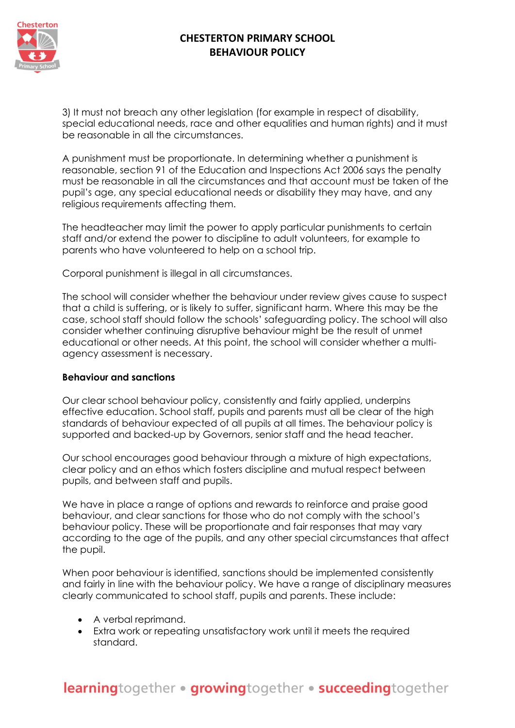3) It must not breach any other legislation (for example in respect of disability, special educational needs, race and other equalities and human rights) and it must be reasonable in all the circumstances.

A punishment must be proportionate. In determining whether a punishment is reasonable, section 91 of the Education and Inspections Act 2006 says the penalty must be reasonable in all the circumstances and that account must be taken of the pupil's age, any special educational needs or disability they may have, and any religious requirements affecting them.

The headteacher may limit the power to apply particular punishments to certain staff and/or extend the power to discipline to adult volunteers, for example to parents who have volunteered to help on a school trip.

Corporal punishment is illegal in all circumstances.

The school will consider whether the behaviour under review gives cause to suspect that a child is suffering, or is likely to suffer, significant harm. Where this may be the case, school staff should follow the schools' safeguarding policy. The school will also consider whether continuing disruptive behaviour might be the result of unmet educational or other needs. At this point, the school will consider whether a multi-agency assessment is necessary.

**Behaviour and sanctions**

Our clear school behaviour policy, consistently and fairly applied, underpins effective education. School staff, pupils and parents must all be clear of the high standards of behaviour expected of all pupils at all times. The behaviour policy is supported and backed-up by Governors, senior staff and the head teacher.

Our school encourages good behaviour through a mixture of high expectations, clear policy and an ethos which fosters discipline and mutual respect between pupils, and between staff and pupils.

We have in place a range of options and rewards to reinforce and praise good behaviour, and clear sanctions for those who do not comply with the school's behaviour policy. These will be proportionate and fair responses that may vary according to the age of the pupils, and any other special circumstances that affect the pupil.

When poor behaviour is identified, sanctions should be implemented consistently and fairly in line with the behaviour policy. We have a range of disciplinary measures clearly communicated to school staff, pupils and parents. These include:

- A verbal reprimand.
- Extra work or repeating unsatisfactory work until it meets the required standard.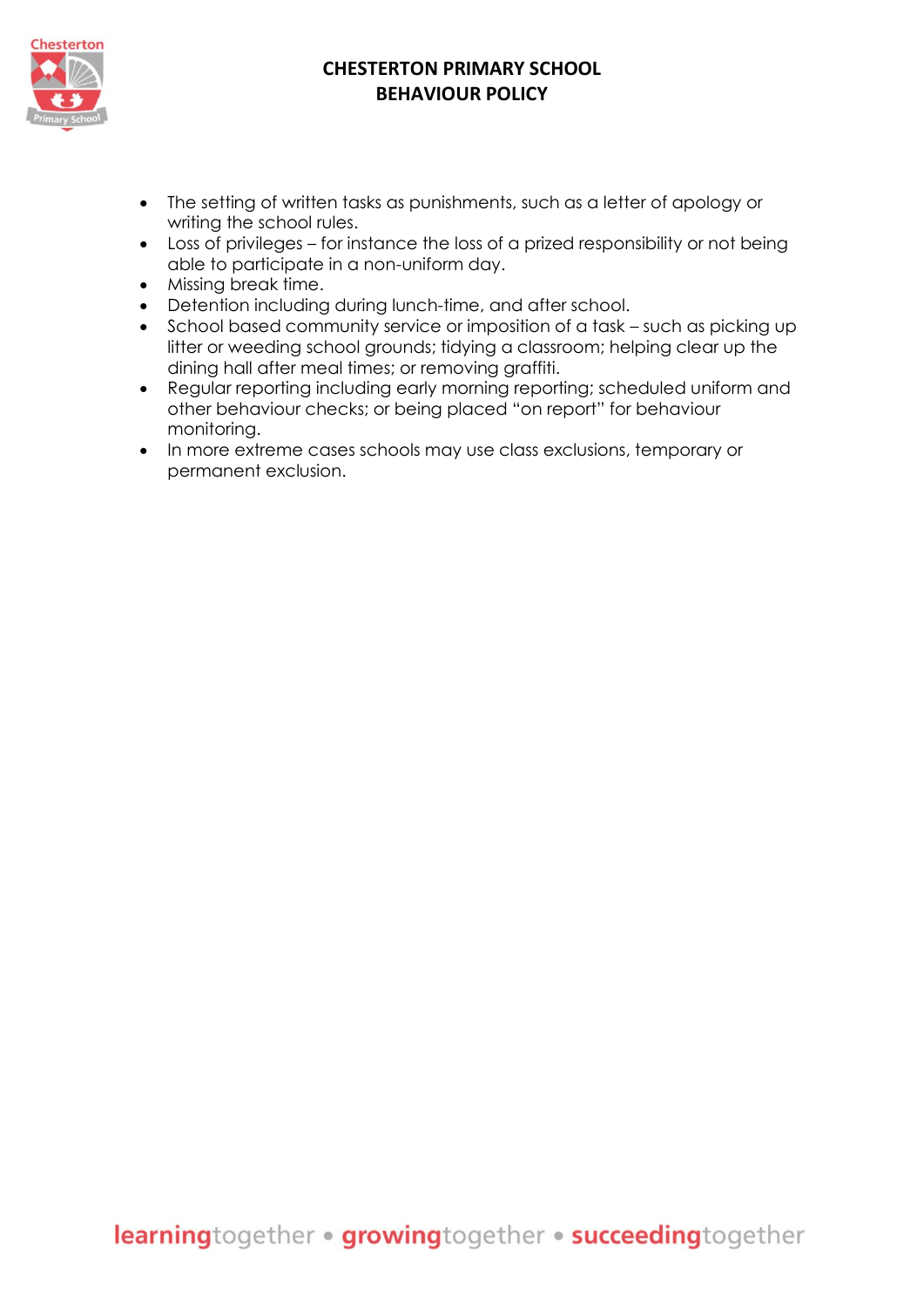- The setting of written tasks as punishments, such as a letter of apology or writing the school rules.
- Loss of privileges – for instance the loss of a prized responsibility or not being able to participate in a non-uniform day.
- Missing break time.
- Detention including during lunch-time, and after school.
- School based community service or imposition of a task – such as picking up litter or weeding school grounds; tidying a classroom; helping clear up the dining hall after meal times; or removing graffiti.
- Regular reporting including early morning reporting; scheduled uniform and other behaviour checks; or being placed "on report" for behaviour monitoring.
- In more extreme cases schools may use class exclusions, temporary or permanent exclusion.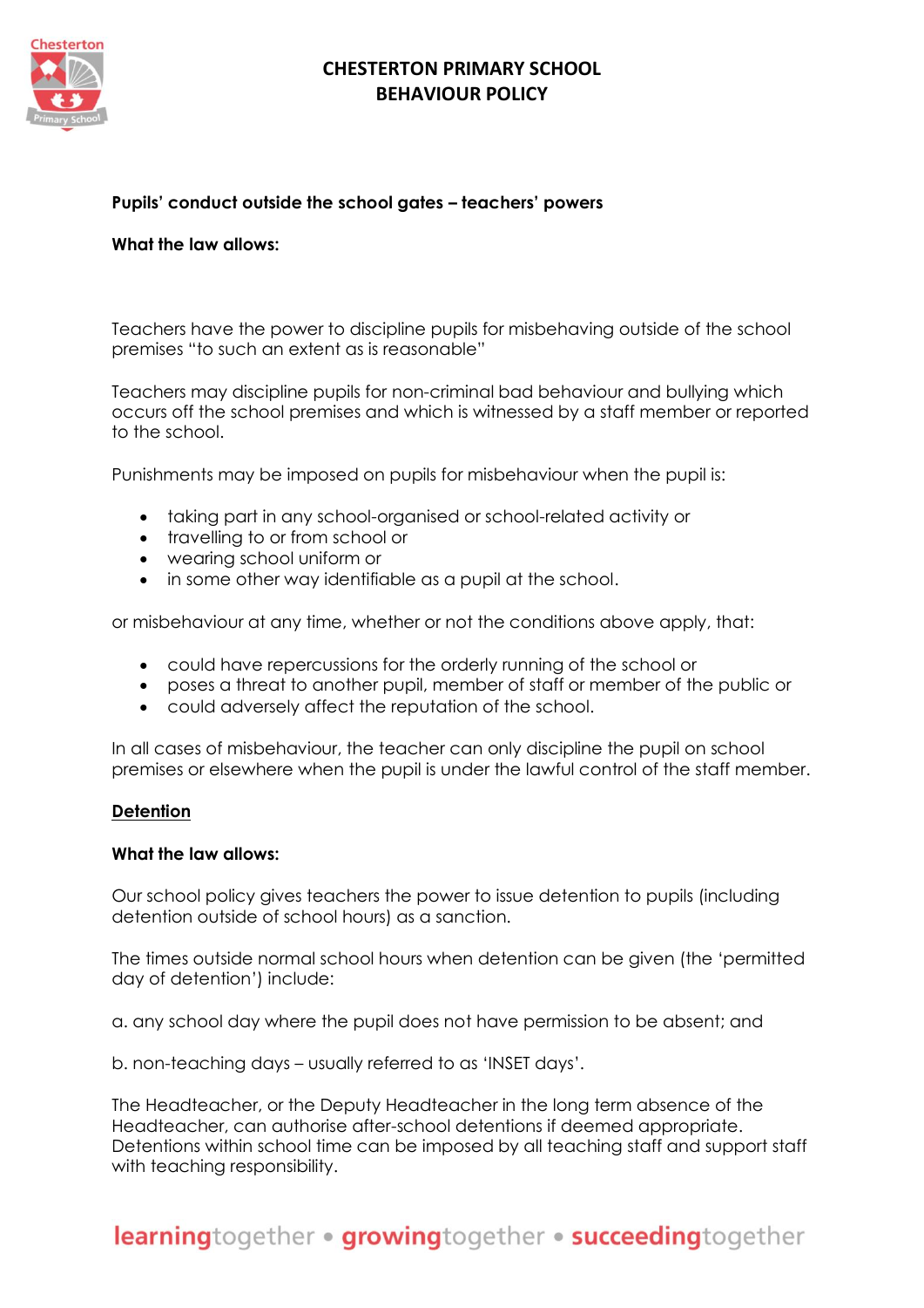**Pupils' conduct outside the school gates – teachers' powers**

**What the law allows:**

Teachers have the power to discipline pupils for misbehaving outside of the school premises "to such an extent as is reasonable"

Teachers may discipline pupils for non-criminal bad behaviour and bullying which occurs off the school premises and which is witnessed by a staff member or reported to the school.

Punishments may be imposed on pupils for misbehaviour when the pupil is:

- taking part in any school-organised or school-related activity or
- travelling to or from school or
- wearing school uniform or
- in some other way identifiable as a pupil at the school.

or misbehaviour at any time, whether or not the conditions above apply, that:

- could have repercussions for the orderly running of the school or
- poses a threat to another pupil, member of staff or member of the public or
- could adversely affect the reputation of the school.

In all cases of misbehaviour, the teacher can only discipline the pupil on school premises or elsewhere when the pupil is under the lawful control of the staff member.

**Detention**

**What the law allows:**

Our school policy gives teachers the power to issue detention to pupils (including detention outside of school hours) as a sanction.

The times outside normal school hours when detention can be given (the 'permitted day of detention') include:

a. any school day where the pupil does not have permission to be absent; and

b. non-teaching days – usually referred to as 'INSET days'.

The Headteacher, or the Deputy Headteacher in the long term absence of the Headteacher, can authorise after-school detentions if deemed appropriate. Detentions within school time can be imposed by all teaching staff and support staff with teaching responsibility.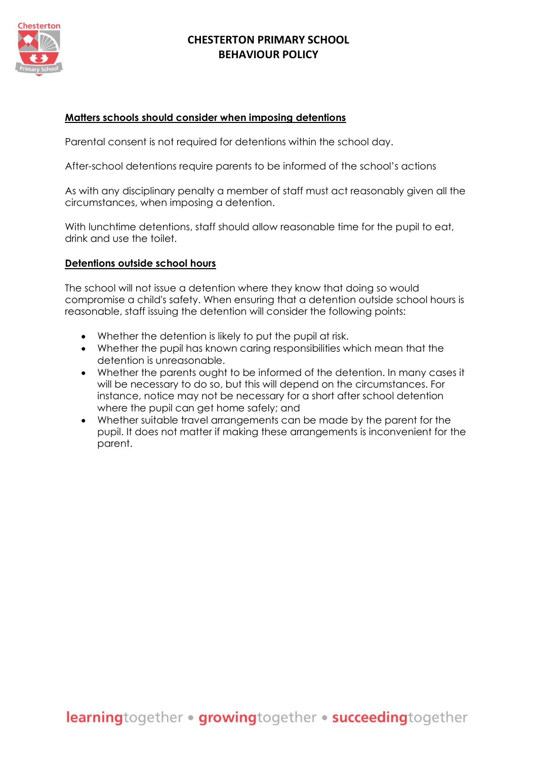**Matters schools should consider when imposing detentions**

Parental consent is not required for detentions within the school day.

After-school detentions require parents to be informed of the school's actions

As with any disciplinary penalty a member of staff must act reasonably given all the circumstances, when imposing a detention.

With lunchtime detentions, staff should allow reasonable time for the pupil to eat, drink and use the toilet.

**Detentions outside school hours**

The school will not issue a detention where they know that doing so would compromise a child's safety. When ensuring that a detention outside school hours is reasonable, staff issuing the detention will consider the following points:

- Whether the detention is likely to put the pupil at risk.
- Whether the pupil has known caring responsibilities which mean that the detention is unreasonable.
- Whether the parents ought to be informed of the detention. In many cases it will be necessary to do so, but this will depend on the circumstances. For instance, notice may not be necessary for a short after school detention where the pupil can get home safely; and
- Whether suitable travel arrangements can be made by the parent for the pupil. It does not matter if making these arrangements is inconvenient for the parent.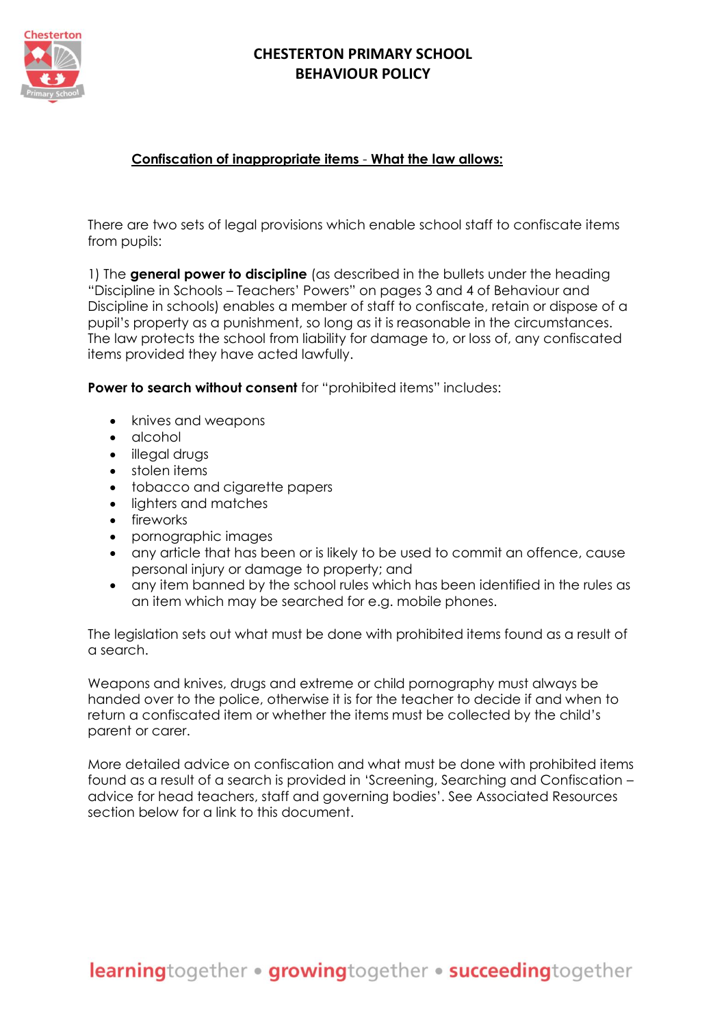**Confiscation of inappropriate items - What the law allows:**

There are two sets of legal provisions which enable school staff to confiscate items from pupils:

1) The **general power to discipline** (as described in the bullets under the heading "Discipline in Schools – Teachers' Powers" on pages 3 and 4 of Behaviour and Discipline in schools) enables a member of staff to confiscate, retain or dispose of a pupil's property as a punishment, so long as it is reasonable in the circumstances. The law protects the school from liability for damage to, or loss of, any confiscated items provided they have acted lawfully.

**Power to search without consent** for "prohibited items" includes:

- knives and weapons
- alcohol
- illegal drugs
- stolen items
- tobacco and cigarette papers
- lighters and matches
- fireworks
- pornographic images
- any article that has been or is likely to be used to commit an offence, cause personal injury or damage to property; and
- any item banned by the school rules which has been identified in the rules as an item which may be searched for e.g. mobile phones.

The legislation sets out what must be done with prohibited items found as a result of a search.

Weapons and knives, drugs and extreme or child pornography must always be handed over to the police, otherwise it is for the teacher to decide if and when to return a confiscated item or whether the items must be collected by the child's parent or carer.

More detailed advice on confiscation and what must be done with prohibited items found as a result of a search is provided in 'Screening, Searching and Confiscation – advice for head teachers, staff and governing bodies'. See Associated Resources section below for a link to this document.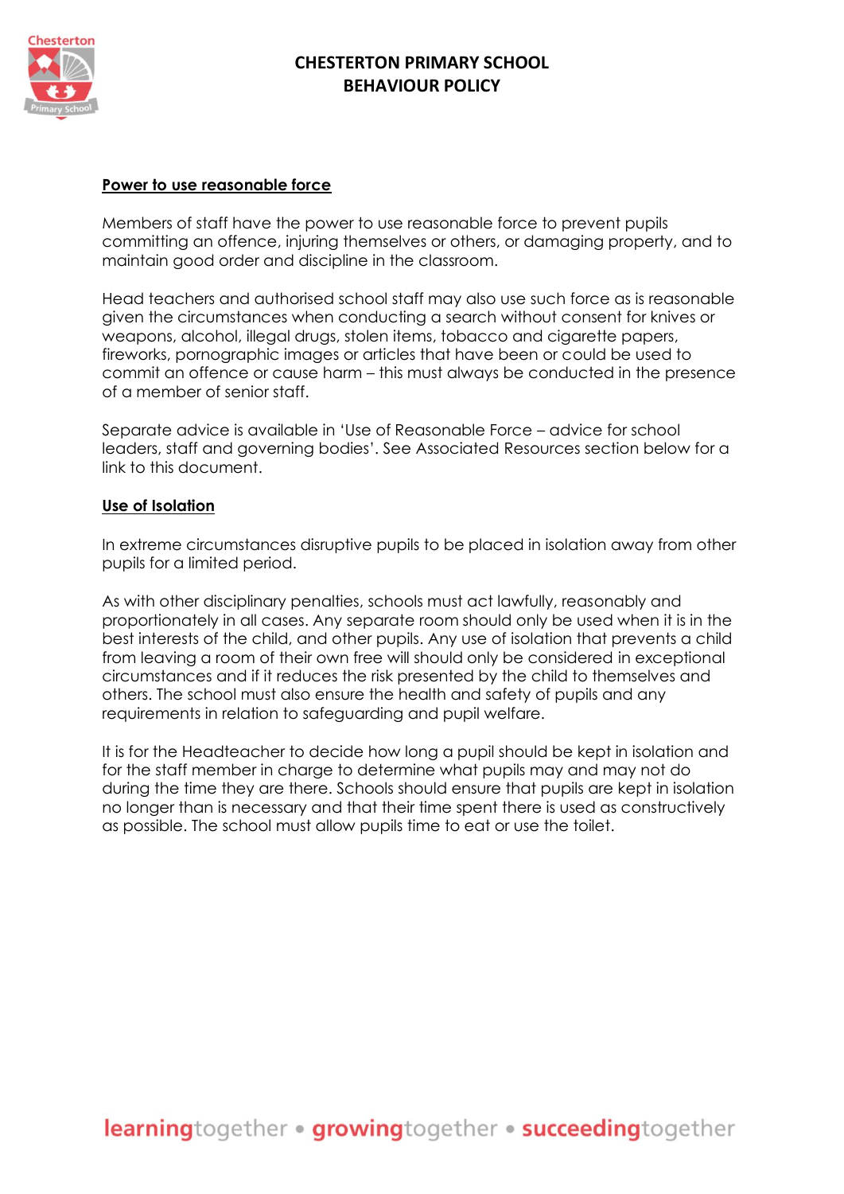**Power to use reasonable force**

Members of staff have the power to use reasonable force to prevent pupils committing an offence, injuring themselves or others, or damaging property, and to maintain good order and discipline in the classroom.

Head teachers and authorised school staff may also use such force as is reasonable given the circumstances when conducting a search without consent for knives or weapons, alcohol, illegal drugs, stolen items, tobacco and cigarette papers, fireworks, pornographic images or articles that have been or could be used to commit an offence or cause harm – this must always be conducted in the presence of a member of senior staff.

Separate advice is available in 'Use of Reasonable Force – advice for school leaders, staff and governing bodies'. See Associated Resources section below for a link to this document.

**Use of Isolation**

In extreme circumstances disruptive pupils to be placed in isolation away from other pupils for a limited period.

As with other disciplinary penalties, schools must act lawfully, reasonably and proportionately in all cases. Any separate room should only be used when it is in the best interests of the child, and other pupils. Any use of isolation that prevents a child from leaving a room of their own free will should only be considered in exceptional circumstances and if it reduces the risk presented by the child to themselves and others. The school must also ensure the health and safety of pupils and any requirements in relation to safeguarding and pupil welfare.

It is for the Headteacher to decide how long a pupil should be kept in isolation and for the staff member in charge to determine what pupils may and may not do during the time they are there. Schools should ensure that pupils are kept in isolation no longer than is necessary and that their time spent there is used as constructively as possible. The school must allow pupils time to eat or use the toilet.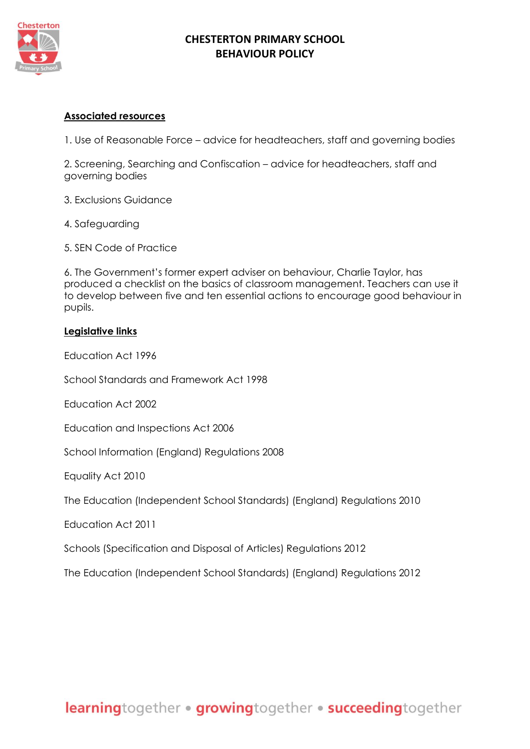# CHESTERTON PRIMARY SCHOOL
# BEHAVIOUR POLICY

**Associated resources**

1. Use of Reasonable Force – advice for headteachers, staff and governing bodies

2. Screening, Searching and Confiscation – advice for headteachers, staff and governing bodies

3. Exclusions Guidance

4. Safeguarding

5. SEN Code of Practice

6. The Government's former expert adviser on behaviour, Charlie Taylor, has produced a checklist on the basics of classroom management. Teachers can use it to develop between five and ten essential actions to encourage good behaviour in pupils.

**Legislative links**

Education Act 1996

School Standards and Framework Act 1998

Education Act 2002

Education and Inspections Act 2006

School Information (England) Regulations 2008

Equality Act 2010

The Education (Independent School Standards) (England) Regulations 2010

Education Act 2011

Schools (Specification and Disposal of Articles) Regulations 2012

The Education (Independent School Standards) (England) Regulations 2012